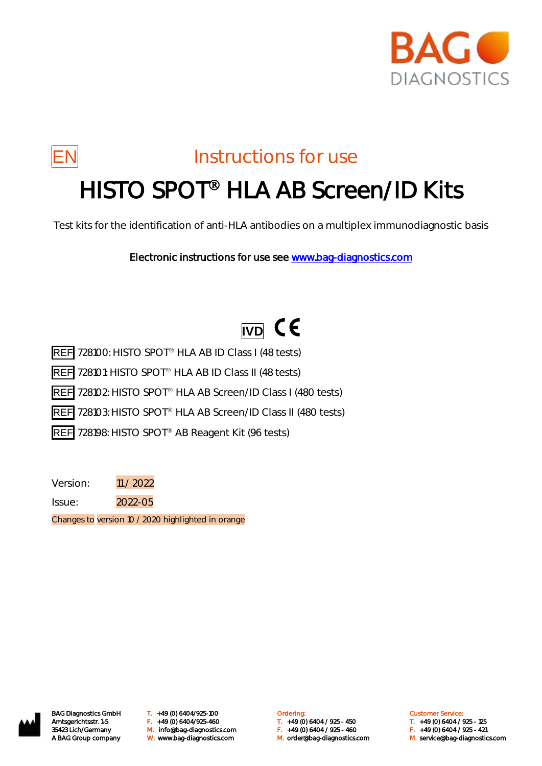BAG DIAGNOSTICS

EN

# Instructions for use

# HISTO SPOT® HLA AB Screen/ID Kits

Test kits for the identification of anti-HLA antibodies on a multiplex immunodiagnostic basis

**Electronic instructions for use see www.bag-diagnostics.com**

IVD CE

REF 728100: HISTO SPOT® HLA AB ID Class I (48 tests)

REF 728101: HISTO SPOT® HLA AB ID Class II (48 tests)

REF 728102: HISTO SPOT® HLA AB Screen/ID Class I (480 tests)

REF 728103: HISTO SPOT® HLA AB Screen/ID Class II (480 tests)

REF 728198: HISTO SPOT® AB Reagent Kit (96 tests)

Version: 11 / 2022

Issue: 2022-05

Changes to version 10 / 2020 highlighted in orange

BAG Diagnostics GmbH
Amtsgerichtsstr. 1-5
35423 Lich/Germany
A BAG Group company

T. +49 (0) 6404/925-100
F. +49 (0) 6404/925-460
M. info@bag-diagnostics.com
W. www.bag-diagnostics.com

Ordering:
T. +49 (0) 6404 / 925 - 450
F. +49 (0) 6404 / 925 - 460
M. order@bag-diagnostics.com

Customer Service:
T. +49 (0) 6404 / 925 - 125
F. +49 (0) 6404 / 925 - 421
M. service@bag-diagnostics.com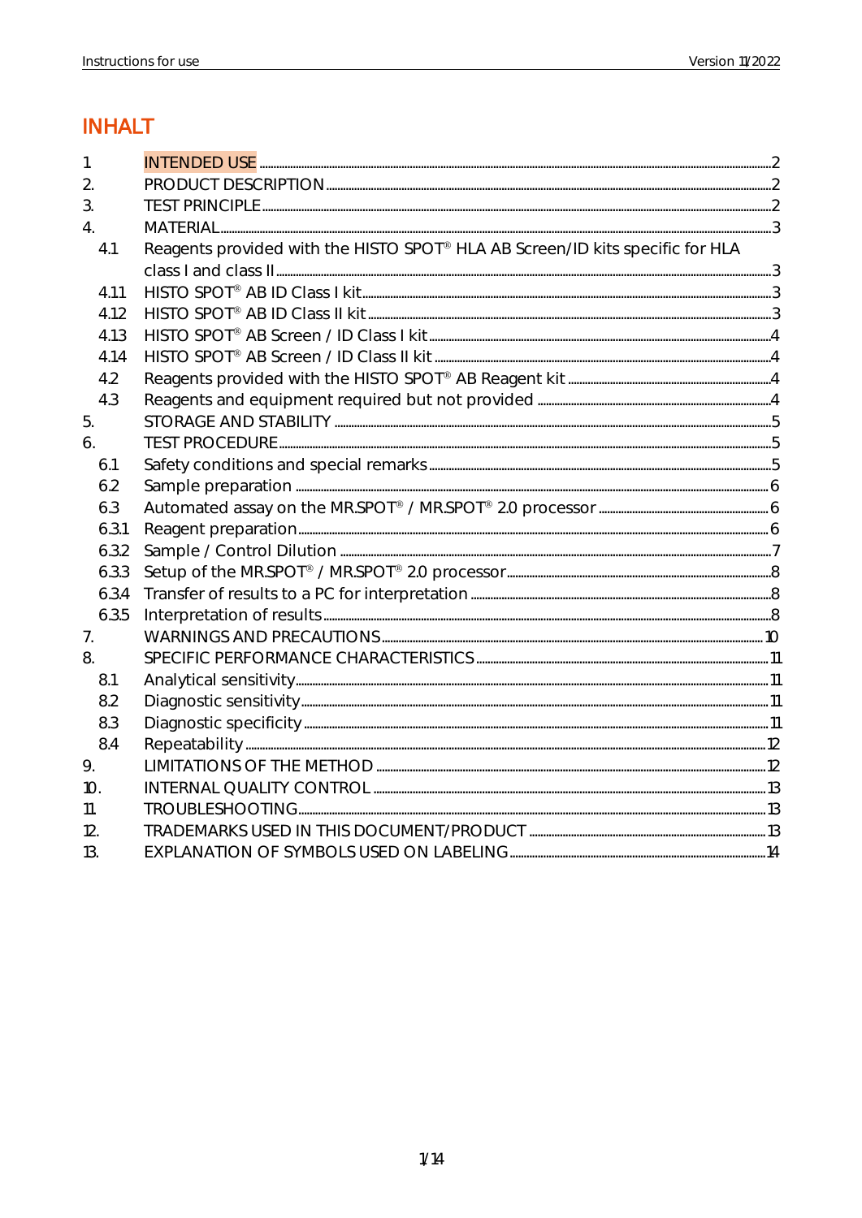# INHALT

| | | |
|---|---|---|
| 1. | INTENDED USE | 2 |
| 2. | PRODUCT DESCRIPTION | 2 |
| 3. | TEST PRINCIPLE | 2 |
| 4. | MATERIAL | 3 |
| 4.1 | Reagents provided with the HISTO SPOT® HLA AB Screen/ID kits specific for HLA class I and class II | 3 |
| 4.1.1 | HISTO SPOT® AB ID Class I kit | 3 |
| 4.1.2 | HISTO SPOT® AB ID Class II kit | 3 |
| 4.1.3 | HISTO SPOT® AB Screen / ID Class I kit | 4 |
| 4.1.4 | HISTO SPOT® AB Screen / ID Class II kit | 4 |
| 4.2 | Reagents provided with the HISTO SPOT® AB Reagent kit | 4 |
| 4.3 | Reagents and equipment required but not provided | 4 |
| 5. | STORAGE AND STABILITY | 5 |
| 6. | TEST PROCEDURE | 5 |
| 6.1 | Safety conditions and special remarks | 5 |
| 6.2 | Sample preparation | 6 |
| 6.3 | Automated assay on the MR.SPOT® / MR.SPOT® 2.0 processor | 6 |
| 6.3.1 | Reagent preparation | 6 |
| 6.3.2 | Sample / Control Dilution | 7 |
| 6.3.3 | Setup of the MR.SPOT® / MR.SPOT® 2.0 processor | 8 |
| 6.3.4 | Transfer of results to a PC for interpretation | 8 |
| 6.3.5 | Interpretation of results | 8 |
| 7. | WARNINGS AND PRECAUTIONS | 10 |
| 8. | SPECIFIC PERFORMANCE CHARACTERISTICS | 11 |
| 8.1 | Analytical sensitivity | 11 |
| 8.2 | Diagnostic sensitivity | 11 |
| 8.3 | Diagnostic specificity | 11 |
| 8.4 | Repeatability | 12 |
| 9. | LIMITATIONS OF THE METHOD | 12 |
| 10. | INTERNAL QUALITY CONTROL | 13 |
| 11. | TROUBLESHOOTING | 13 |
| 12. | TRADEMARKS USED IN THIS DOCUMENT/PRODUCT | 13 |
| 13. | EXPLANATION OF SYMBOLS USED ON LABELING | 14 |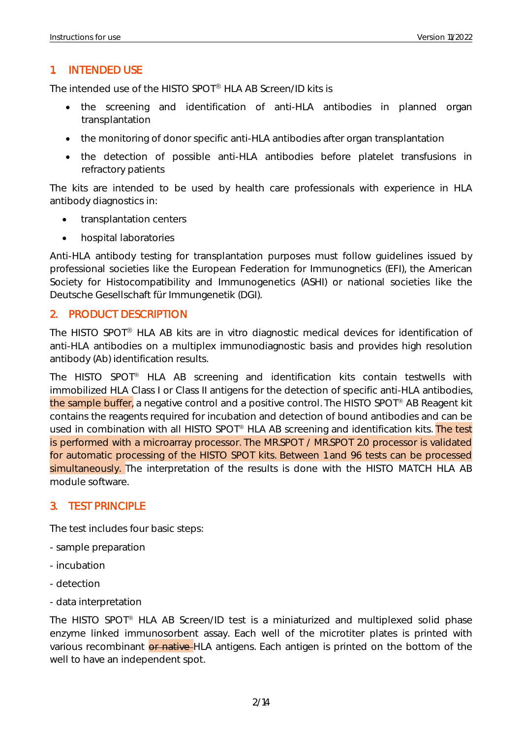## 1 INTENDED USE

The intended use of the HISTO SPOT® HLA AB Screen/ID kits is

- the screening and identification of anti-HLA antibodies in planned organ transplantation
- the monitoring of donor specific anti-HLA antibodies after organ transplantation
- the detection of possible anti-HLA antibodies before platelet transfusions in refractory patients

The kits are intended to be used by health care professionals with experience in HLA antibody diagnostics in:

- transplantation centers
- hospital laboratories

Anti-HLA antibody testing for transplantation purposes must follow guidelines issued by professional societies like the European Federation for Immunognetics (EFI), the American Society for Histocompatibility and Immunogenetics (ASHI) or national societies like the Deutsche Gesellschaft für Immungenetik (DGI).

## 2. PRODUCT DESCRIPTION

The HISTO SPOT® HLA AB kits are in vitro diagnostic medical devices for identification of anti-HLA antibodies on a multiplex immunodiagnostic basis and provides high resolution antibody (Ab) identification results.

The HISTO SPOT® HLA AB screening and identification kits contain testwells with immobilized HLA Class I or Class II antigens for the detection of specific anti-HLA antibodies, the sample buffer, a negative control and a positive control. The HISTO SPOT® AB Reagent kit contains the reagents required for incubation and detection of bound antibodies and can be used in combination with all HISTO SPOT® HLA AB screening and identification kits. The test is performed with a microarray processor. The MR.SPOT / MR.SPOT 2.0 processor is validated for automatic processing of the HISTO SPOT kits. Between 1 and 96 tests can be processed simultaneously. The interpretation of the results is done with the HISTO MATCH HLA AB module software.

## 3. TEST PRINCIPLE

The test includes four basic steps:

- sample preparation
- incubation
- detection
- data interpretation

The HISTO SPOT® HLA AB Screen/ID test is a miniaturized and multiplexed solid phase enzyme linked immunosorbent assay. Each well of the microtiter plates is printed with various recombinant ~~or native~~ HLA antigens. Each antigen is printed on the bottom of the well to have an independent spot.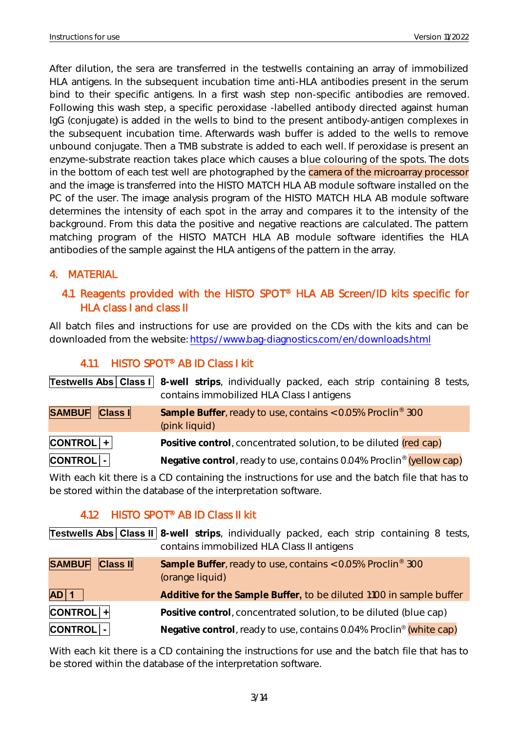After dilution, the sera are transferred in the testwells containing an array of immobilized HLA antigens. In the subsequent incubation time anti-HLA antibodies present in the serum bind to their specific antigens. In a first wash step non-specific antibodies are removed. Following this wash step, a specific peroxidase -labelled antibody directed against human IgG (conjugate) is added in the wells to bind to the present antibody-antigen complexes in the subsequent incubation time. Afterwards wash buffer is added to the wells to remove unbound conjugate. Then a TMB substrate is added to each well. If peroxidase is present an enzyme-substrate reaction takes place which causes a blue colouring of the spots. The dots in the bottom of each test well are photographed by the camera of the microarray processor and the image is transferred into the HISTO MATCH HLA AB module software installed on the PC of the user. The image analysis program of the HISTO MATCH HLA AB module software determines the intensity of each spot in the array and compares it to the intensity of the background. From this data the positive and negative reactions are calculated. The pattern matching program of the HISTO MATCH HLA AB module software identifies the HLA antibodies of the sample against the HLA antigens of the pattern in the array.

# 4. MATERIAL

## 4.1 Reagents provided with the HISTO SPOT® HLA AB Screen/ID kits specific for HLA class I and class II

All batch files and instructions for use are provided on the CDs with the kits and can be downloaded from the website: https://www.bag-diagnostics.com/en/downloads.html

### 4.1.1 HISTO SPOT® AB ID Class I kit

| | |
|---|---|
| **Testwells Abs Class I** | **8-well strips**, individually packed, each strip containing 8 tests, contains immobilized HLA Class I antigens |
| **SAMBUF Class I** | **Sample Buffer**, ready to use, contains < 0.05% Proclin® 300 (pink liquid) |
| **CONTROL +** | **Positive control**, concentrated solution, to be diluted (red cap) |
| **CONTROL -** | **Negative control**, ready to use, contains 0.04% Proclin® (yellow cap) |

With each kit there is a CD containing the instructions for use and the batch file that has to be stored within the database of the interpretation software.

### 4.1.2 HISTO SPOT® AB ID Class II kit

| | |
|---|---|
| **Testwells Abs Class II** | **8-well strips**, individually packed, each strip containing 8 tests, contains immobilized HLA Class II antigens |
| **SAMBUF Class II** | **Sample Buffer**, ready to use, contains < 0.05% Proclin® 300 (orange liquid) |
| **AD 1** | **Additive for the Sample Buffer,** to be diluted 1:100 in sample buffer |
| **CONTROL +** | **Positive control**, concentrated solution, to be diluted (blue cap) |
| **CONTROL -** | **Negative control**, ready to use, contains 0.04% Proclin® (white cap) |

With each kit there is a CD containing the instructions for use and the batch file that has to be stored within the database of the interpretation software.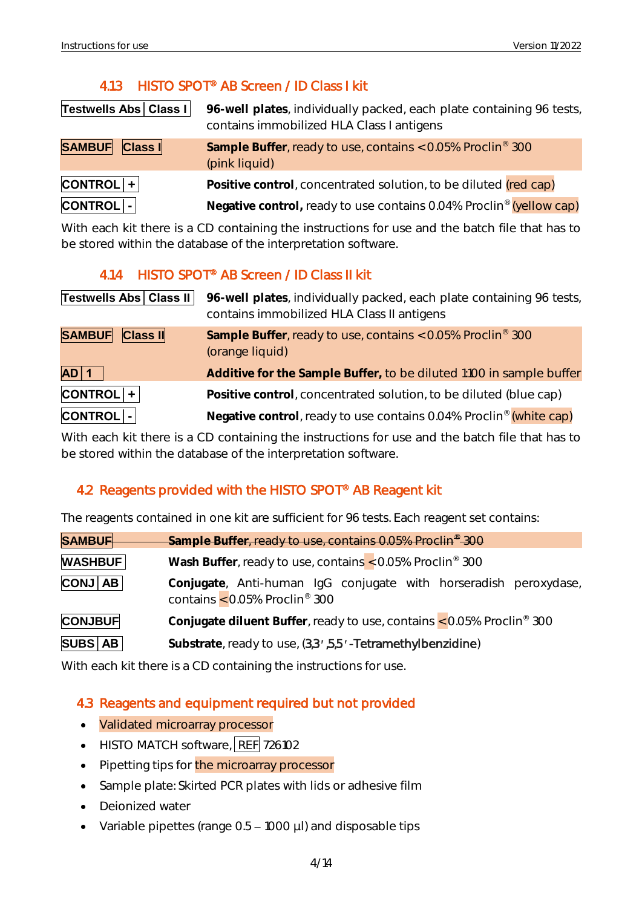### 4.13 HISTO SPOT® AB Screen / ID Class I kit

| | |
|---|---|
| Testwells Abs \| Class I | **96-well plates**, individually packed, each plate containing 96 tests, contains immobilized HLA Class I antigens |
| SAMBUF Class I | **Sample Buffer**, ready to use, contains < 0.05% Proclin® 300 (pink liquid) |
| CONTROL \| + | **Positive control**, concentrated solution, to be diluted (red cap) |
| CONTROL \| - | **Negative control,** ready to use contains 0.04% Proclin® (yellow cap) |

With each kit there is a CD containing the instructions for use and the batch file that has to be stored within the database of the interpretation software.

### 4.14 HISTO SPOT® AB Screen / ID Class II kit

| | |
|---|---|
| Testwells Abs \| Class II | **96-well plates**, individually packed, each plate containing 96 tests, contains immobilized HLA Class II antigens |
| SAMBUF Class II | **Sample Buffer**, ready to use, contains < 0.05% Proclin® 300 (orange liquid) |
| AD \| 1 | **Additive for the Sample Buffer,** to be diluted 1:100 in sample buffer |
| CONTROL \| + | **Positive control**, concentrated solution, to be diluted (blue cap) |
| CONTROL \| - | **Negative control**, ready to use contains 0.04% Proclin® (white cap) |

With each kit there is a CD containing the instructions for use and the batch file that has to be stored within the database of the interpretation software.

## 4.2 Reagents provided with the HISTO SPOT® AB Reagent kit

The reagents contained in one kit are sufficient for 96 tests. Each reagent set contains:

| | |
|---|---|
| ~~SAMBUF~~ | ~~**Sample Buffer**, ready to use, contains 0.05% Proclin® 300~~ |
| WASHBUF | **Wash Buffer**, ready to use, contains < 0.05% Proclin® 300 |
| CONJ \| AB | **Conjugate**, Anti-human IgG conjugate with horseradish peroxydase, contains < 0.05% Proclin® 300 |
| CONJBUF | **Conjugate diluent Buffer**, ready to use, contains < 0.05% Proclin® 300 |
| SUBS \| AB | **Substrate**, ready to use, (3,3′,5,5′-Tetramethylbenzidine) |

With each kit there is a CD containing the instructions for use.

## 4.3 Reagents and equipment required but not provided

- Validated microarray processor
- HISTO MATCH software, REF 726102
- Pipetting tips for the microarray processor
- Sample plate: Skirted PCR plates with lids or adhesive film
- Deionized water
- Variable pipettes (range 0.5 – 1000 µl) and disposable tips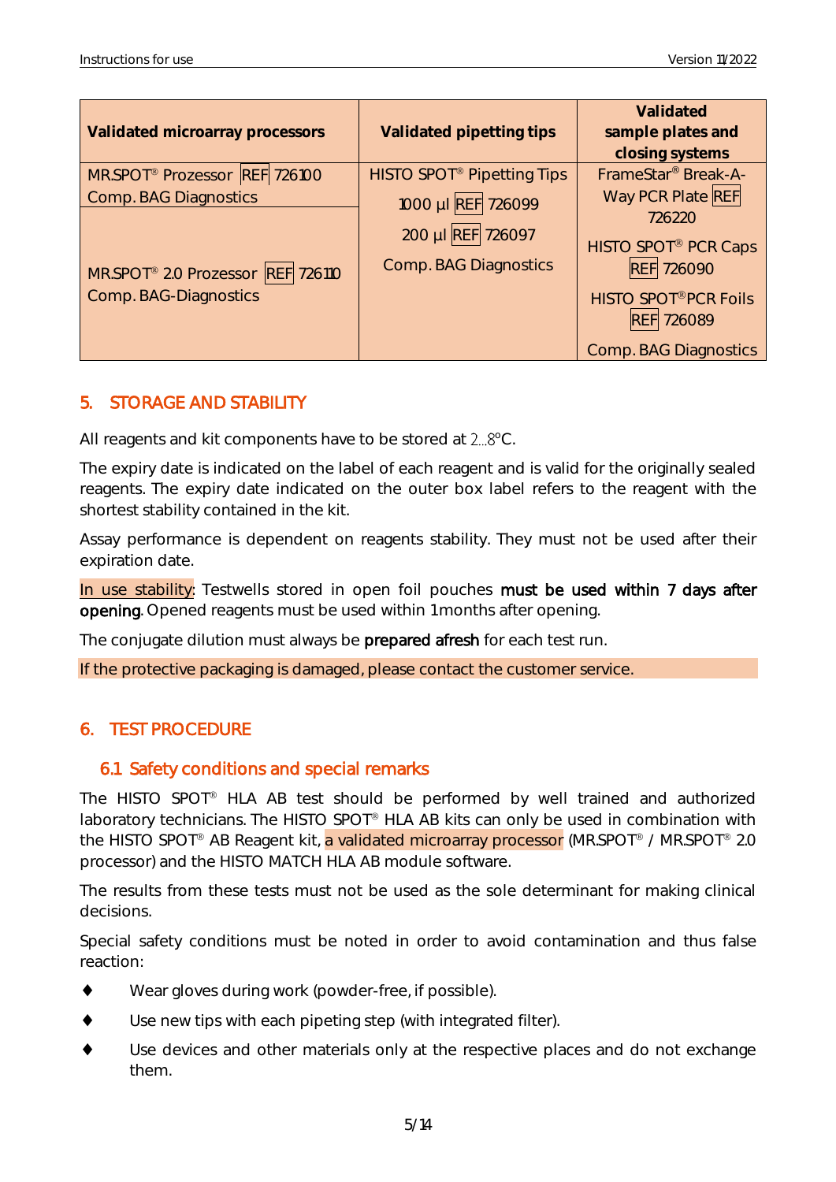| Validated microarray processors | Validated pipetting tips | Validated sample plates and closing systems |
|---|---|---|
| MR.SPOT® Prozessor REF 726100 Comp. BAG Diagnostics | HISTO SPOT® Pipetting Tips 1000 µl REF 726099 200 µl REF 726097 Comp. BAG Diagnostics | FrameStar® Break-A-Way PCR Plate REF 726220 HISTO SPOT® PCR Caps REF 726090 HISTO SPOT® PCR Foils REF 726089 Comp. BAG Diagnostics |
| MR.SPOT® 2.0 Prozessor REF 726110 Comp. BAG-Diagnostics | | |

## 5. STORAGE AND STABILITY

All reagents and kit components have to be stored at 2...8°C.

The expiry date is indicated on the label of each reagent and is valid for the originally sealed reagents. The expiry date indicated on the outer box label refers to the reagent with the shortest stability contained in the kit.

Assay performance is dependent on reagents stability. They must not be used after their expiration date.

In use stability: Testwells stored in open foil pouches **must be used within 7 days after opening**. Opened reagents must be used within 1 months after opening.

The conjugate dilution must always be **prepared afresh** for each test run.

If the protective packaging is damaged, please contact the customer service.

## 6. TEST PROCEDURE

### 6.1 Safety conditions and special remarks

The HISTO SPOT® HLA AB test should be performed by well trained and authorized laboratory technicians. The HISTO SPOT® HLA AB kits can only be used in combination with the HISTO SPOT® AB Reagent kit, a validated microarray processor (MR.SPOT® / MR.SPOT® 2.0 processor) and the HISTO MATCH HLA AB module software.

The results from these tests must not be used as the sole determinant for making clinical decisions.

Special safety conditions must be noted in order to avoid contamination and thus false reaction:

- Wear gloves during work (powder-free, if possible).
- Use new tips with each pipeting step (with integrated filter).
- Use devices and other materials only at the respective places and do not exchange them.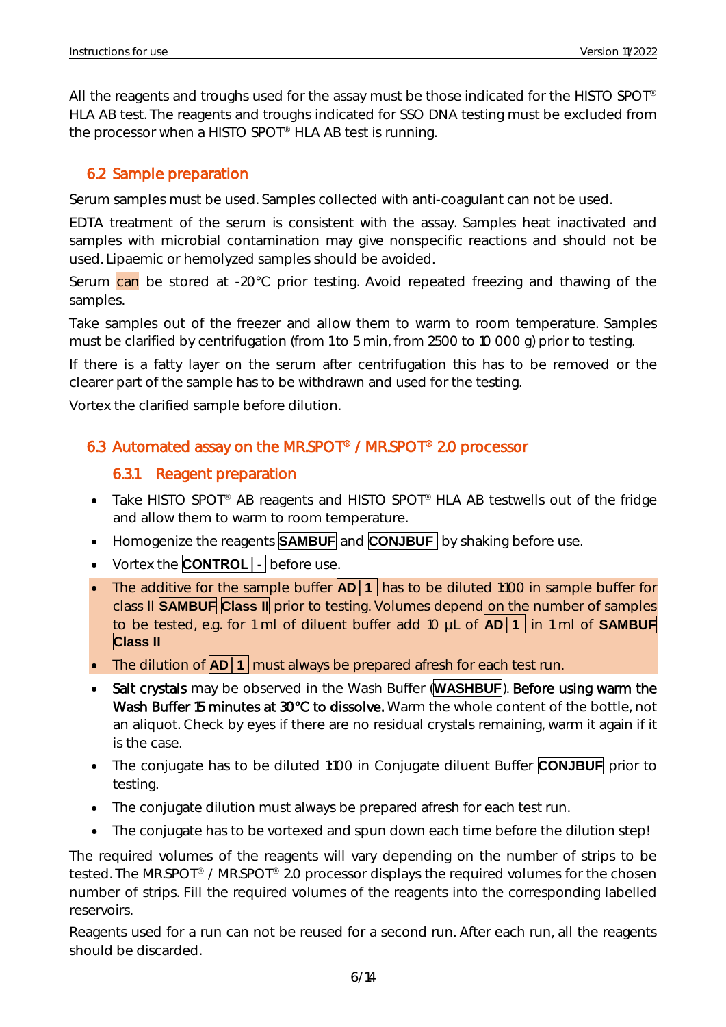All the reagents and troughs used for the assay must be those indicated for the HISTO SPOT® HLA AB test. The reagents and troughs indicated for SSO DNA testing must be excluded from the processor when a HISTO SPOT® HLA AB test is running.

## 6.2 Sample preparation

Serum samples must be used. Samples collected with anti-coagulant can not be used.

EDTA treatment of the serum is consistent with the assay. Samples heat inactivated and samples with microbial contamination may give nonspecific reactions and should not be used. Lipaemic or hemolyzed samples should be avoided.

Serum can be stored at -20°C prior testing. Avoid repeated freezing and thawing of the samples.

Take samples out of the freezer and allow them to warm to room temperature. Samples must be clarified by centrifugation (from 1 to 5 min, from 2500 to 10 000 g) prior to testing.

If there is a fatty layer on the serum after centrifugation this has to be removed or the clearer part of the sample has to be withdrawn and used for the testing.

Vortex the clarified sample before dilution.

## 6.3 Automated assay on the MR.SPOT® / MR.SPOT® 2.0 processor

### 6.3.1 Reagent preparation

- Take HISTO SPOT® AB reagents and HISTO SPOT® HLA AB testwells out of the fridge and allow them to warm to room temperature.
- Homogenize the reagents **SAMBUF** and **CONJBUF** by shaking before use.
- Vortex the **CONTROL | -** before use.
- The additive for the sample buffer **AD | 1** has to be diluted 1:100 in sample buffer for class II **SAMBUF** **Class II** prior to testing. Volumes depend on the number of samples to be tested, e.g. for 1 ml of diluent buffer add 10 µL of **AD | 1** in 1 ml of **SAMBUF** **Class II**
- The dilution of **AD | 1** must always be prepared afresh for each test run.
- Salt crystals may be observed in the Wash Buffer (**WASHBUF**). Before using warm the Wash Buffer 15 minutes at 30°C to dissolve. Warm the whole content of the bottle, not an aliquot. Check by eyes if there are no residual crystals remaining, warm it again if it is the case.
- The conjugate has to be diluted 1:100 in Conjugate diluent Buffer **CONJBUF** prior to testing.
- The conjugate dilution must always be prepared afresh for each test run.
- The conjugate has to be vortexed and spun down each time before the dilution step!

The required volumes of the reagents will vary depending on the number of strips to be tested. The MR.SPOT® / MR.SPOT® 2.0 processor displays the required volumes for the chosen number of strips. Fill the required volumes of the reagents into the corresponding labelled reservoirs.

Reagents used for a run can not be reused for a second run. After each run, all the reagents should be discarded.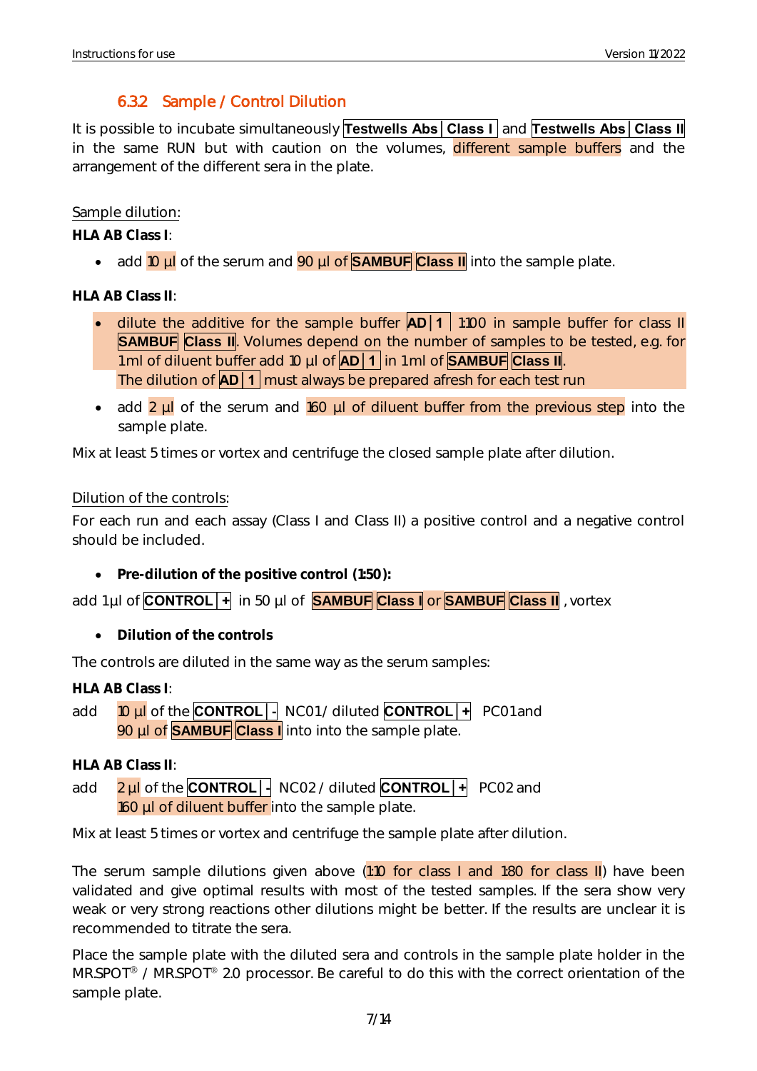### 6.3.2 Sample / Control Dilution

It is possible to incubate simultaneously **Testwells Abs | Class I** and **Testwells Abs | Class II** in the same RUN but with caution on the volumes, different sample buffers and the arrangement of the different sera in the plate.

Sample dilution:

**HLA AB Class I**:

- add 10 µl of the serum and 90 µl of **SAMBUF** **Class II** into the sample plate.

**HLA AB Class II**:

- dilute the additive for the sample buffer **AD | 1** 1:100 in sample buffer for class II **SAMBUF** **Class II**. Volumes depend on the number of samples to be tested, e.g. for 1 ml of diluent buffer add 10 µl of **AD | 1** in 1 ml of **SAMBUF** **Class II**.
  The dilution of **AD | 1** must always be prepared afresh for each test run
- add 2 µl of the serum and 160 µl of diluent buffer from the previous step into the sample plate.

Mix at least 5 times or vortex and centrifuge the closed sample plate after dilution.

Dilution of the controls:

For each run and each assay (Class I and Class II) a positive control and a negative control should be included.

- **Pre-dilution of the positive control (1:50):**

add 1µl of **CONTROL | +** in 50 µl of **SAMBUF** **Class I** or **SAMBUF** **Class II** , vortex

- **Dilution of the controls**

The controls are diluted in the same way as the serum samples:

**HLA AB Class I**:

add 10 µl of the **CONTROL | -** NC01 / diluted **CONTROL | +** PC01 and 90 µl of **SAMBUF** **Class I** into into the sample plate.

**HLA AB Class II**:

add 2 µl of the **CONTROL | -** NC02 / diluted **CONTROL | +** PC02 and 160 µl of diluent buffer into the sample plate.

Mix at least 5 times or vortex and centrifuge the sample plate after dilution.

The serum sample dilutions given above (1:10 for class I and 1:80 for class II) have been validated and give optimal results with most of the tested samples. If the sera show very weak or very strong reactions other dilutions might be better. If the results are unclear it is recommended to titrate the sera.

Place the sample plate with the diluted sera and controls in the sample plate holder in the MR.SPOT® / MR.SPOT® 2.0 processor. Be careful to do this with the correct orientation of the sample plate.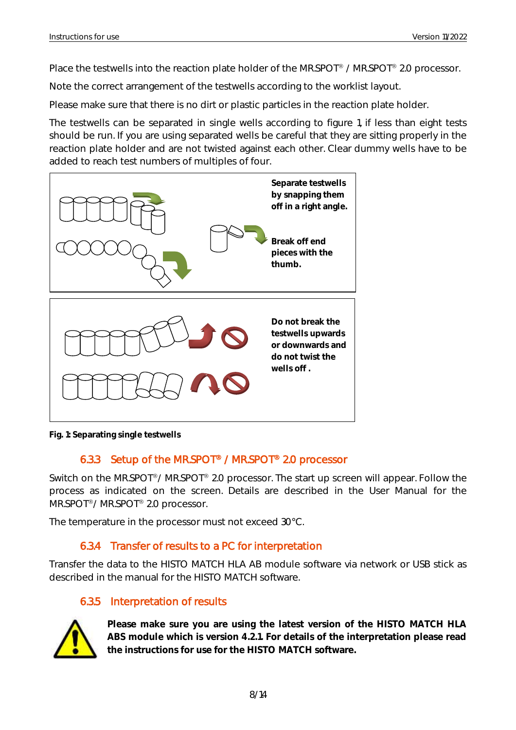Place the testwells into the reaction plate holder of the MR.SPOT® / MR.SPOT® 2.0 processor.

Note the correct arrangement of the testwells according to the worklist layout.

Please make sure that there is no dirt or plastic particles in the reaction plate holder.

The testwells can be separated in single wells according to figure 1, if less than eight tests should be run. If you are using separated wells be careful that they are sitting properly in the reaction plate holder and are not twisted against each other. Clear dummy wells have to be added to reach test numbers of multiples of four.

**Separate testwells by snapping them off in a right angle.**

**Break off end pieces with the thumb.**

**Do not break the testwells upwards or downwards and do not twist the wells off .**

**Fig. 1: Separating single testwells**

### 6.3.3 Setup of the MR.SPOT® / MR.SPOT® 2.0 processor

Switch on the MR.SPOT®/ MR.SPOT® 2.0 processor. The start up screen will appear. Follow the process as indicated on the screen. Details are described in the User Manual for the MR.SPOT®/ MR.SPOT® 2.0 processor.

The temperature in the processor must not exceed 30°C.

### 6.3.4 Transfer of results to a PC for interpretation

Transfer the data to the HISTO MATCH HLA AB module software via network or USB stick as described in the manual for the HISTO MATCH software.

### 6.3.5 Interpretation of results

**Please make sure you are using the latest version of the HISTO MATCH HLA ABS module which is version 4.2.1. For details of the interpretation please read the instructions for use for the HISTO MATCH software.**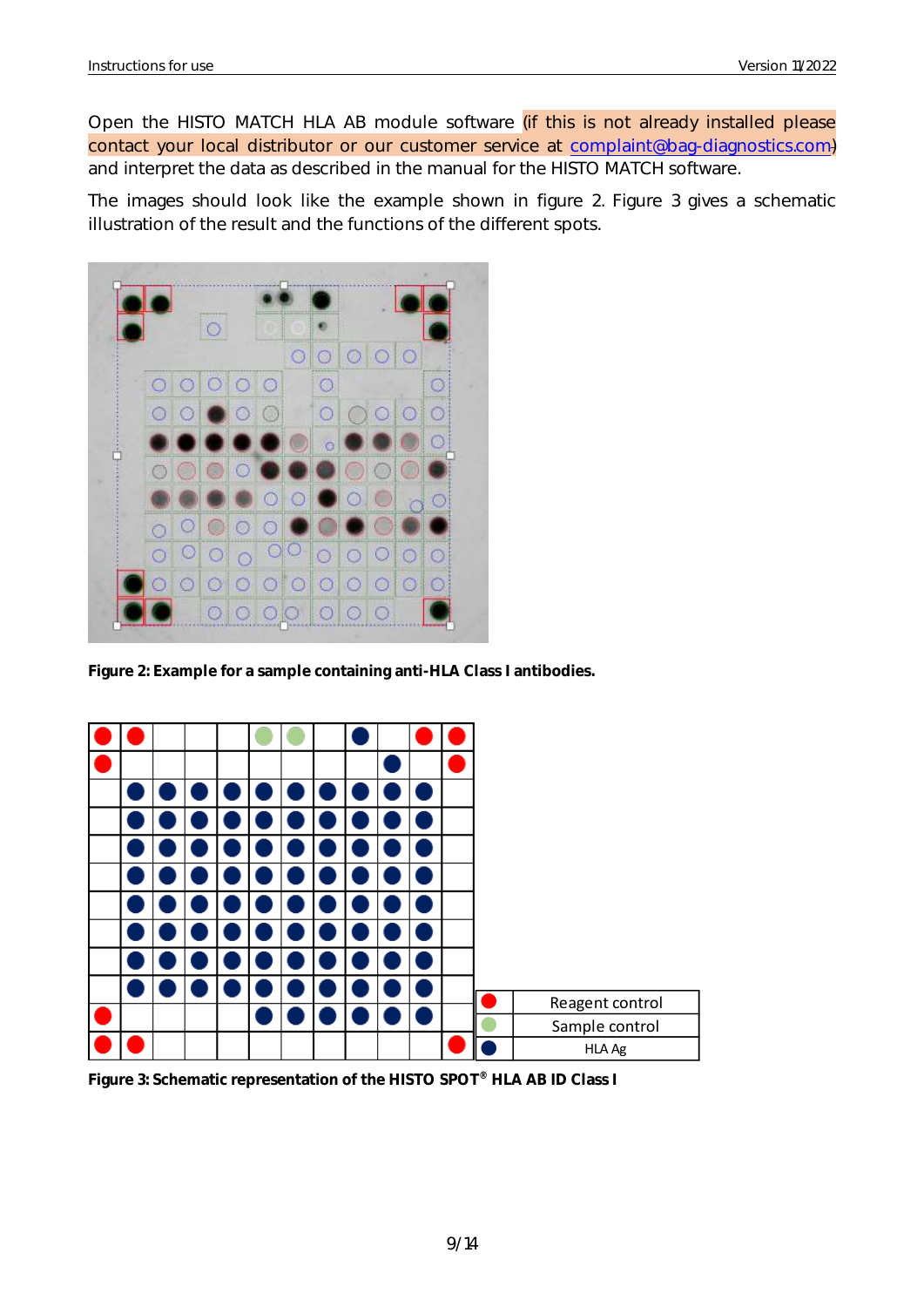Open the HISTO MATCH HLA AB module software (if this is not already installed please contact your local distributor or our customer service at complaint@bag-diagnostics.com) and interpret the data as described in the manual for the HISTO MATCH software.

The images should look like the example shown in figure 2. Figure 3 gives a schematic illustration of the result and the functions of the different spots.

**Figure 2: Example for a sample containing anti-HLA Class I antibodies.**

| Symbol | Function |
|---|---|
| Red spot | Reagent control |
| Green spot | Sample control |
| Dark blue spot | HLA Ag |

**Figure 3: Schematic representation of the HISTO SPOT® HLA AB ID Class I**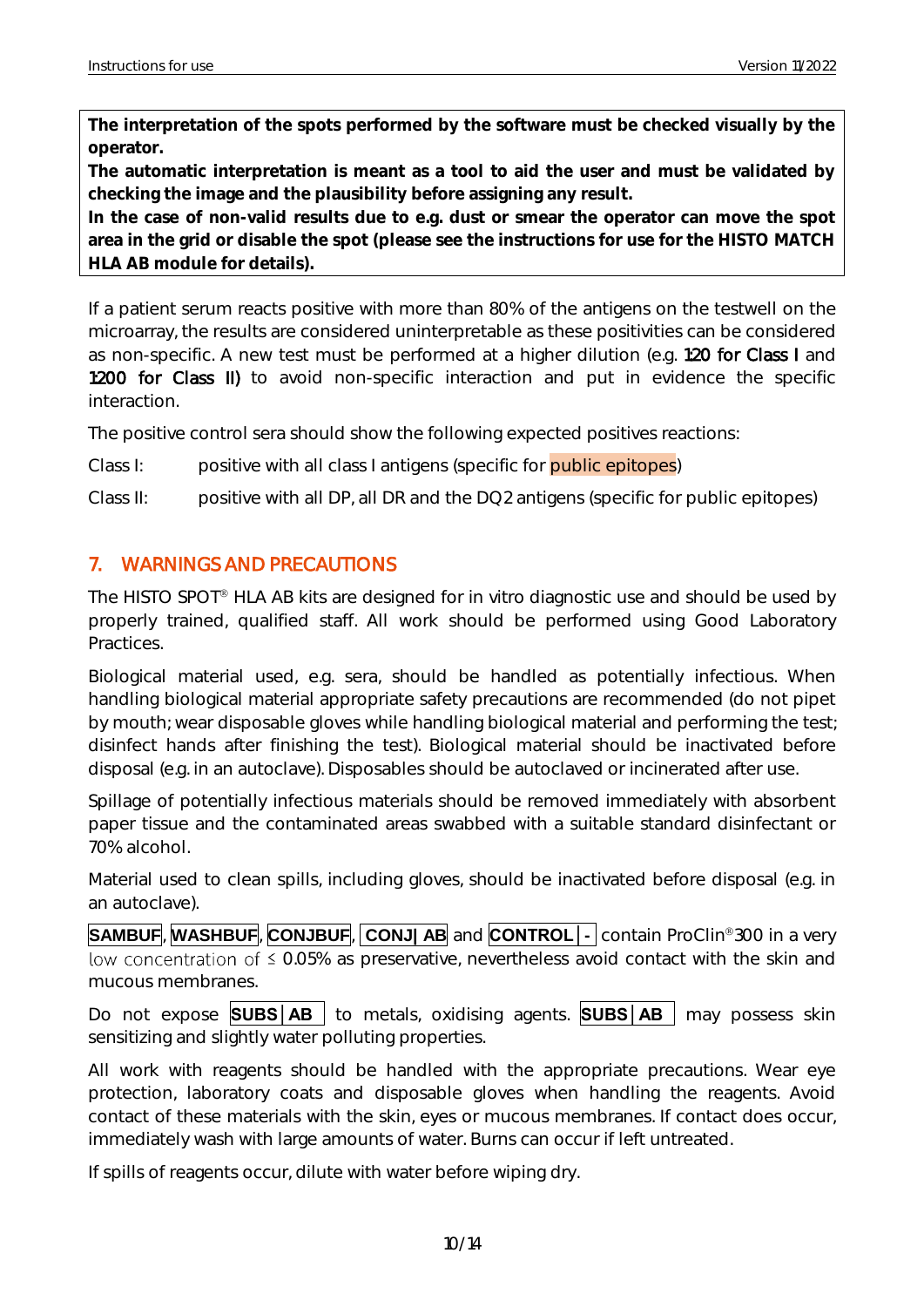**The interpretation of the spots performed by the software must be checked visually by the operator.**
**The automatic interpretation is meant as a tool to aid the user and must be validated by checking the image and the plausibility before assigning any result.**
**In the case of non-valid results due to e.g. dust or smear the operator can move the spot area in the grid or disable the spot (please see the instructions for use for the HISTO MATCH HLA AB module for details).**

If a patient serum reacts positive with more than 80% of the antigens on the testwell on the microarray, the results are considered uninterpretable as these positivities can be considered as non-specific. A new test must be performed at a higher dilution (e.g. 1:20 for Class I and 1:200 for Class II) to avoid non-specific interaction and put in evidence the specific interaction.

The positive control sera should show the following expected positives reactions:

Class I: positive with all class I antigens (specific for public epitopes)

Class II: positive with all DP, all DR and the DQ2 antigens (specific for public epitopes)

## 7. WARNINGS AND PRECAUTIONS

The HISTO SPOT® HLA AB kits are designed for in vitro diagnostic use and should be used by properly trained, qualified staff. All work should be performed using Good Laboratory Practices.

Biological material used, e.g. sera, should be handled as potentially infectious. When handling biological material appropriate safety precautions are recommended (do not pipet by mouth; wear disposable gloves while handling biological material and performing the test; disinfect hands after finishing the test). Biological material should be inactivated before disposal (e.g. in an autoclave). Disposables should be autoclaved or incinerated after use.

Spillage of potentially infectious materials should be removed immediately with absorbent paper tissue and the contaminated areas swabbed with a suitable standard disinfectant or 70% alcohol.

Material used to clean spills, including gloves, should be inactivated before disposal (e.g. in an autoclave).

**SAMBUF**, **WASHBUF**, **CONJBUF**, **CONJ| AB** and **CONTROL | -** contain ProClin®300 in a very low concentration of ≤ 0.05% as preservative, nevertheless avoid contact with the skin and mucous membranes.

Do not expose **SUBS | AB** to metals, oxidising agents. **SUBS | AB** may possess skin sensitizing and slightly water polluting properties.

All work with reagents should be handled with the appropriate precautions. Wear eye protection, laboratory coats and disposable gloves when handling the reagents. Avoid contact of these materials with the skin, eyes or mucous membranes. If contact does occur, immediately wash with large amounts of water. Burns can occur if left untreated.

If spills of reagents occur, dilute with water before wiping dry.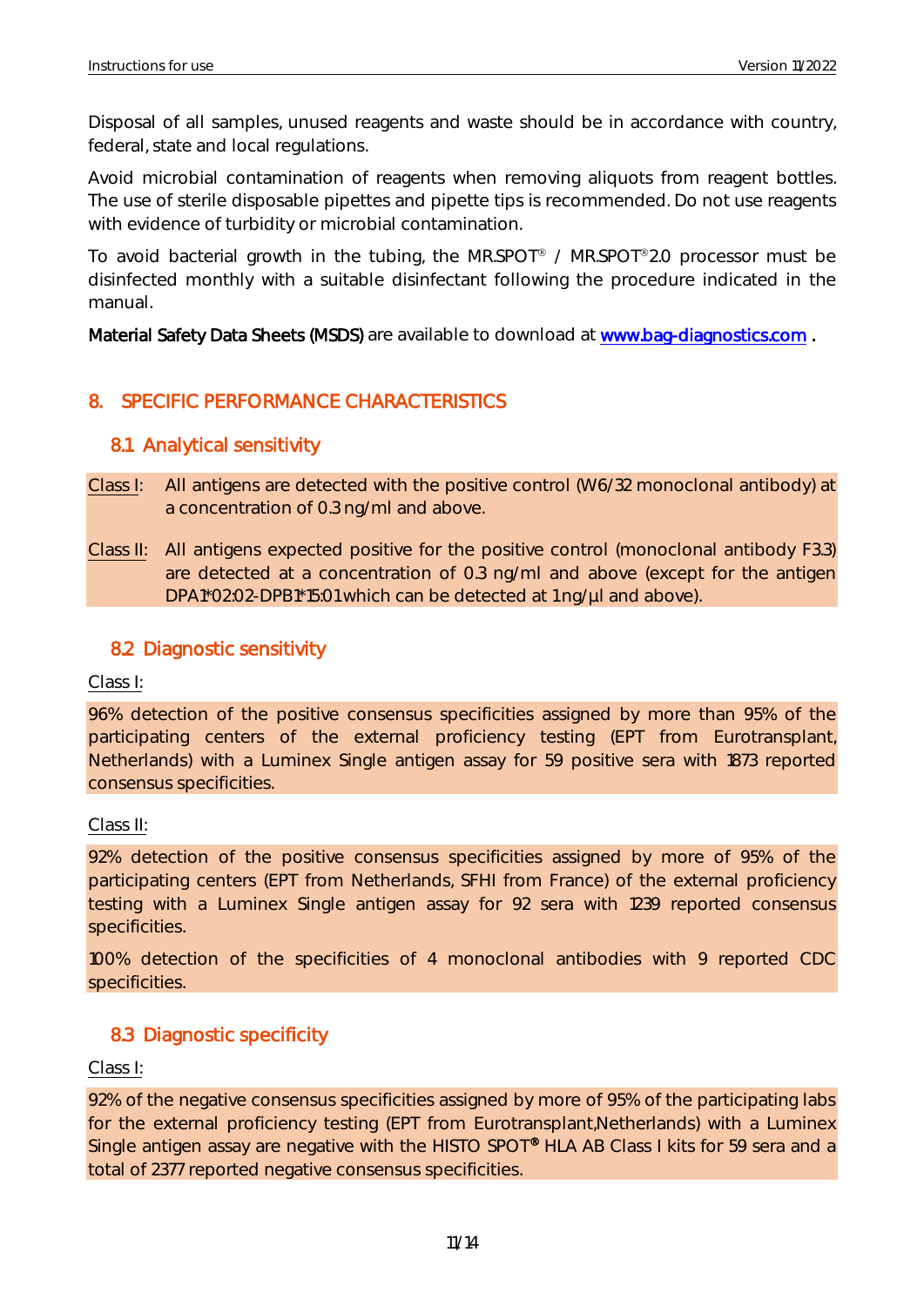Disposal of all samples, unused reagents and waste should be in accordance with country, federal, state and local regulations.

Avoid microbial contamination of reagents when removing aliquots from reagent bottles. The use of sterile disposable pipettes and pipette tips is recommended. Do not use reagents with evidence of turbidity or microbial contamination.

To avoid bacterial growth in the tubing, the MR.SPOT® / MR.SPOT®2.0 processor must be disinfected monthly with a suitable disinfectant following the procedure indicated in the manual.

Material Safety Data Sheets (MSDS) are available to download at [www.bag-diagnostics.com](http://www.bag-diagnostics.com) .

# 8. SPECIFIC PERFORMANCE CHARACTERISTICS

## 8.1 Analytical sensitivity

Class I: All antigens are detected with the positive control (W6/32 monoclonal antibody) at a concentration of 0.3 ng/ml and above.

Class II: All antigens expected positive for the positive control (monoclonal antibody F3.3) are detected at a concentration of 0.3 ng/ml and above (except for the antigen DPA1*02:02-DPB1*15:01 which can be detected at 1 ng/µl and above).

## 8.2 Diagnostic sensitivity

Class I:

96% detection of the positive consensus specificities assigned by more than 95% of the participating centers of the external proficiency testing (EPT from Eurotransplant, Netherlands) with a Luminex Single antigen assay for 59 positive sera with 1873 reported consensus specificities.

Class II:

92% detection of the positive consensus specificities assigned by more of 95% of the participating centers (EPT from Netherlands, SFHI from France) of the external proficiency testing with a Luminex Single antigen assay for 92 sera with 1239 reported consensus specificities.

100% detection of the specificities of 4 monoclonal antibodies with 9 reported CDC specificities.

## 8.3 Diagnostic specificity

Class I:

92% of the negative consensus specificities assigned by more of 95% of the participating labs for the external proficiency testing (EPT from Eurotransplant,Netherlands) with a Luminex Single antigen assay are negative with the HISTO SPOT® HLA AB Class I kits for 59 sera and a total of 2377 reported negative consensus specificities.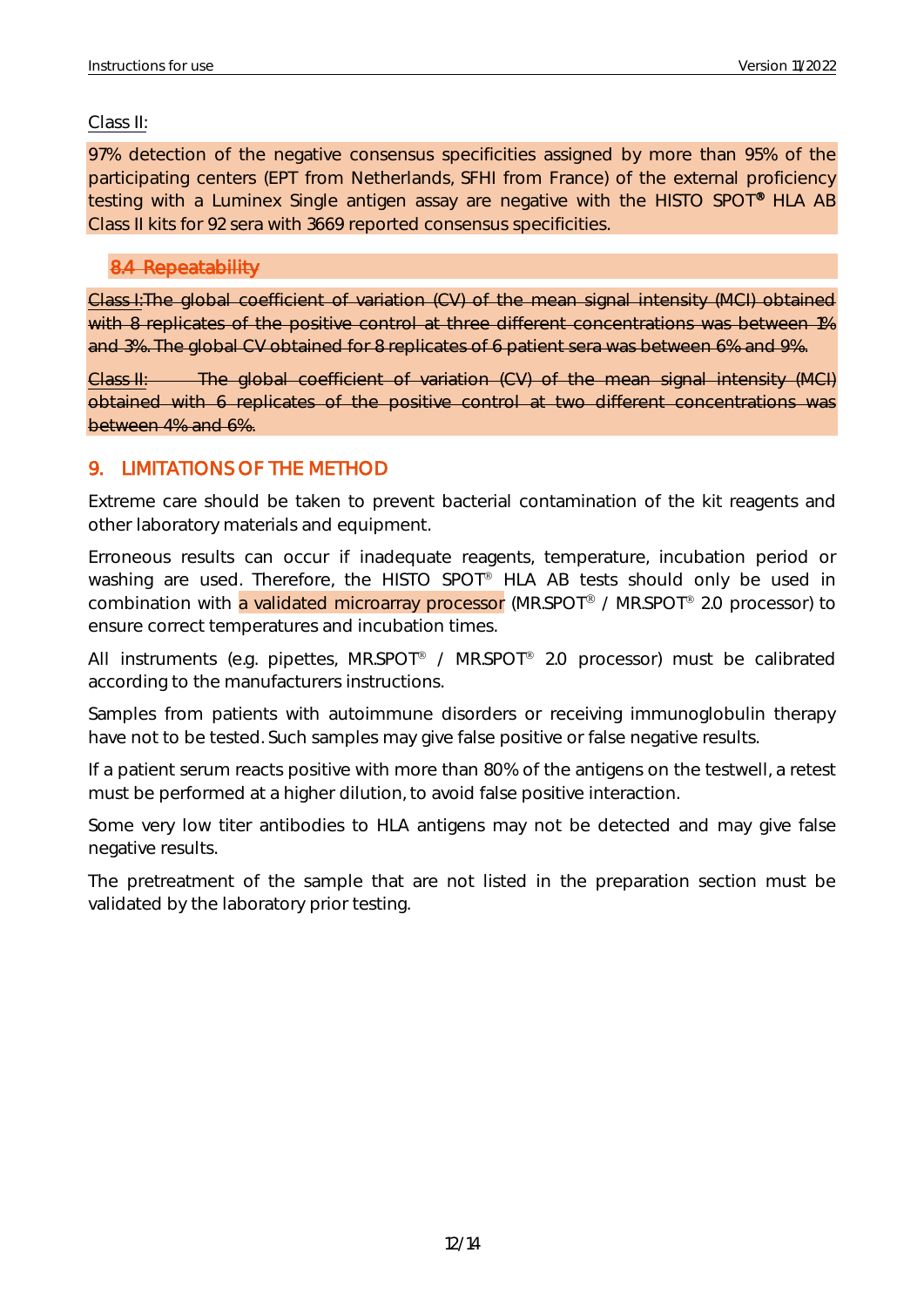Class II:

97% detection of the negative consensus specificities assigned by more than 95% of the participating centers (EPT from Netherlands, SFHI from France) of the external proficiency testing with a Luminex Single antigen assay are negative with the HISTO SPOT® HLA AB Class II kits for 92 sera with 3669 reported consensus specificities.

## ~~8.4 Repeatability~~

~~Class I: The global coefficient of variation (CV) of the mean signal intensity (MCI) obtained with 8 replicates of the positive control at three different concentrations was between 1% and 3%. The global CV obtained for 8 replicates of 6 patient sera was between 6% and 9%.~~

~~Class II: The global coefficient of variation (CV) of the mean signal intensity (MCI) obtained with 6 replicates of the positive control at two different concentrations was between 4% and 6%.~~

# 9. LIMITATIONS OF THE METHOD

Extreme care should be taken to prevent bacterial contamination of the kit reagents and other laboratory materials and equipment.

Erroneous results can occur if inadequate reagents, temperature, incubation period or washing are used. Therefore, the HISTO SPOT® HLA AB tests should only be used in combination with a validated microarray processor (MR.SPOT® / MR.SPOT® 2.0 processor) to ensure correct temperatures and incubation times.

All instruments (e.g. pipettes, MR.SPOT® / MR.SPOT® 2.0 processor) must be calibrated according to the manufacturers instructions.

Samples from patients with autoimmune disorders or receiving immunoglobulin therapy have not to be tested. Such samples may give false positive or false negative results.

If a patient serum reacts positive with more than 80% of the antigens on the testwell, a retest must be performed at a higher dilution, to avoid false positive interaction.

Some very low titer antibodies to HLA antigens may not be detected and may give false negative results.

The pretreatment of the sample that are not listed in the preparation section must be validated by the laboratory prior testing.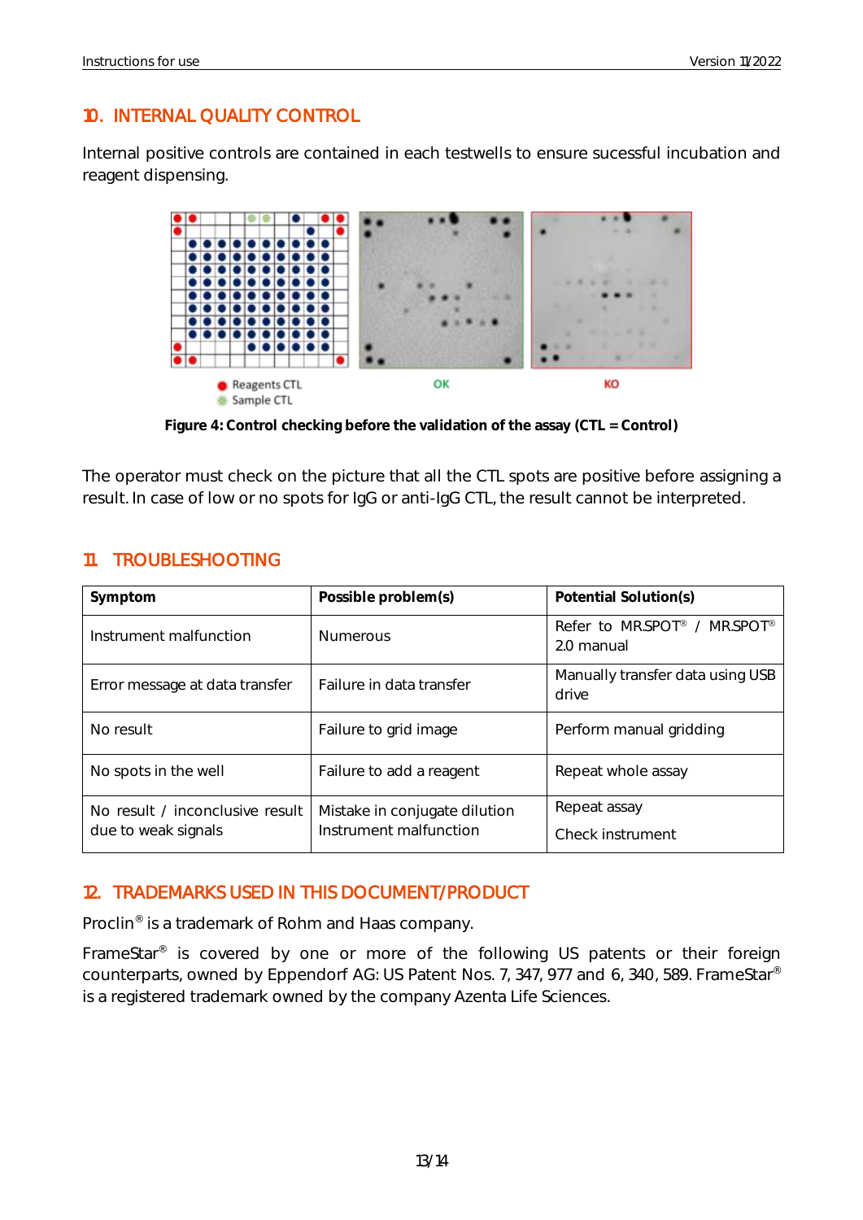## 10. INTERNAL QUALITY CONTROL

Internal positive controls are contained in each testwells to ensure sucessful incubation and reagent dispensing.

Reagents CTL
Sample CTL

OK

KO

**Figure 4: Control checking before the validation of the assay (CTL = Control)**

The operator must check on the picture that all the CTL spots are positive before assigning a result. In case of low or no spots for IgG or anti-IgG CTL, the result cannot be interpreted.

## 11 TROUBLESHOOTING

| Symptom | Possible problem(s) | Potential Solution(s) |
|---|---|---|
| Instrument malfunction | Numerous | Refer to MR.SPOT® / MR.SPOT® 2.0 manual |
| Error message at data transfer | Failure in data transfer | Manually transfer data using USB drive |
| No result | Failure to grid image | Perform manual gridding |
| No spots in the well | Failure to add a reagent | Repeat whole assay |
| No result / inconclusive result due to weak signals | Mistake in conjugate dilution<br>Instrument malfunction | Repeat assay<br>Check instrument |

## 12. TRADEMARKS USED IN THIS DOCUMENT/PRODUCT

Proclin® is a trademark of Rohm and Haas company.

FrameStar® is covered by one or more of the following US patents or their foreign counterparts, owned by Eppendorf AG: US Patent Nos. 7, 347, 977 and 6, 340, 589. FrameStar® is a registered trademark owned by the company Azenta Life Sciences.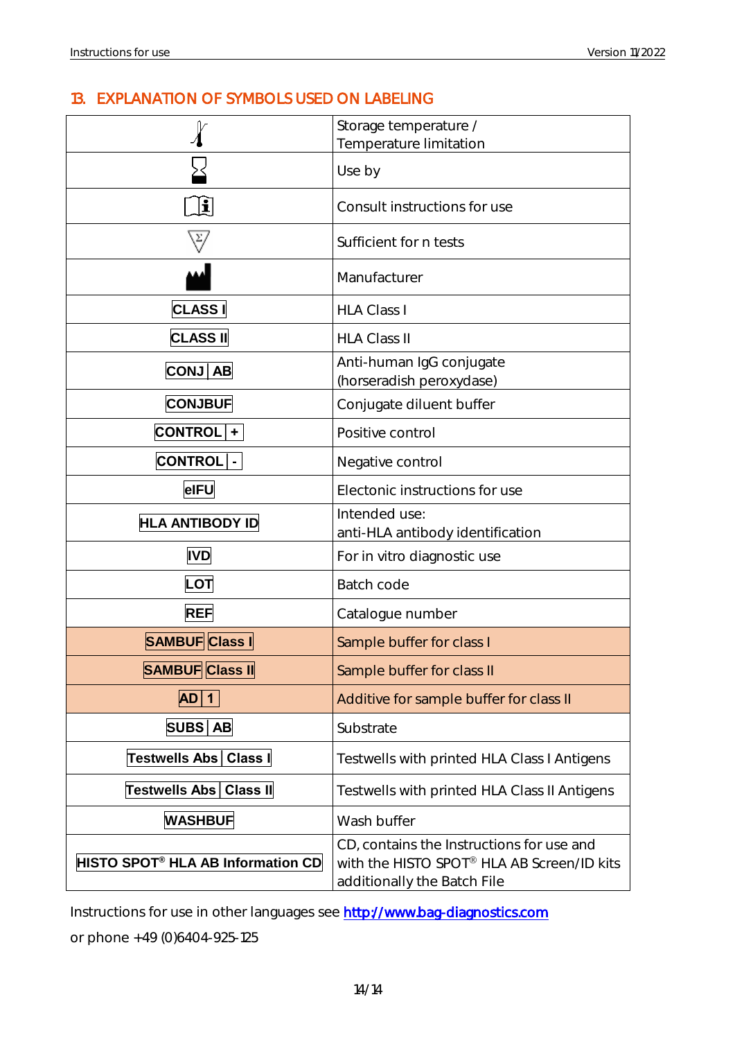## 13. EXPLANATION OF SYMBOLS USED ON LABELING

| | |
|---|---|
| | Storage temperature / Temperature limitation |
| | Use by |
| | Consult instructions for use |
| | Sufficient for n tests |
| | Manufacturer |
| CLASS I | HLA Class I |
| CLASS II | HLA Class II |
| CONJ \| AB | Anti-human IgG conjugate (horseradish peroxydase) |
| CONJBUF | Conjugate diluent buffer |
| CONTROL \| + | Positive control |
| CONTROL \| - | Negative control |
| eIFU | Electonic instructions for use |
| HLA ANTIBODY ID | Intended use: anti-HLA antibody identification |
| IVD | For in vitro diagnostic use |
| LOT | Batch code |
| REF | Catalogue number |
| SAMBUF Class I | Sample buffer for class I |
| SAMBUF Class II | Sample buffer for class II |
| AD \| 1 | Additive for sample buffer for class II |
| SUBS \| AB | Substrate |
| Testwells Abs \| Class I | Testwells with printed HLA Class I Antigens |
| Testwells Abs \| Class II | Testwells with printed HLA Class II Antigens |
| WASHBUF | Wash buffer |
| HISTO SPOT® HLA AB Information CD | CD, contains the Instructions for use and with the HISTO SPOT® HLA AB Screen/ID kits additionally the Batch File |

Instructions for use in other languages see http://www.bag-diagnostics.com

or phone +49 (0)6404-925-125